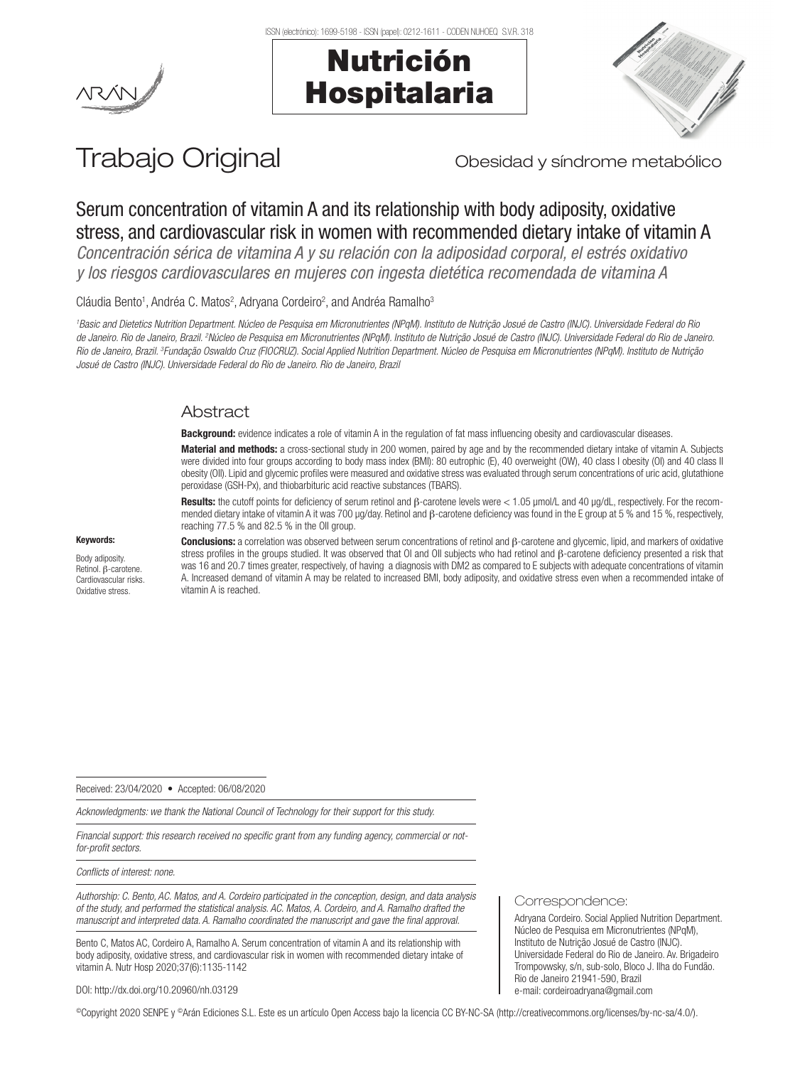# Trabajo Original

Obesidad y síndrome metabólico

## Serum concentration of vitamin A and its relationship with body adiposity, oxidative stress, and cardiovascular risk in women with recommended dietary intake of vitamin A

*Concentración sérica de vitamina A y su relación con la adiposidad corporal, el estrés oxidativo y los riesgos cardiovasculares en mujeres con ingesta dietética recomendada de vitamina A*

Cláudia Bento[1], Andréa C. Matos[2], Adryana Cordeiro[2], and Andréa Ramalho[3]

*[1]Basic and Dietetics Nutrition Department. Núcleo de Pesquisa em Micronutrientes (NPqM). Instituto de Nutrição Josué de Castro (INJC). Universidade Federal do Rio de Janeiro. Rio de Janeiro, Brazil. [2]Núcleo de Pesquisa em Micronutrientes (NPqM). Instituto de Nutrição Josué de Castro (INJC). Universidade Federal do Rio de Janeiro. Rio de Janeiro, Brazil. [3]Fundação Oswaldo Cruz (FIOCRUZ). Social Applied Nutrition Department. Núcleo de Pesquisa em Micronutrientes (NPqM). Instituto de Nutrição Josué de Castro (INJC). Universidade Federal do Rio de Janeiro. Rio de Janeiro, Brazil*

## Abstract

**Background:** evidence indicates a role of vitamin A in the regulation of fat mass influencing obesity and cardiovascular diseases.

**Material and methods:** a cross-sectional study in 200 women, paired by age and by the recommended dietary intake of vitamin A. Subjects were divided into four groups according to body mass index (BMI): 80 eutrophic (E), 40 overweight (OW), 40 class I obesity (OI) and 40 class II obesity (OII). Lipid and glycemic profiles were measured and oxidative stress was evaluated through serum concentrations of uric acid, glutathione peroxidase (GSH-Px), and thiobarbituric acid reactive substances (TBARS).

**Results:** the cutoff points for deficiency of serum retinol and β-carotene levels were < 1.05 µmol/L and 40 µg/dL, respectively. For the recommended dietary intake of vitamin A it was 700 µg/day. Retinol and β-carotene deficiency was found in the E group at 5 % and 15 %, respectively, reaching 77.5 % and 82.5 % in the OII group.

**Conclusions:** a correlation was observed between serum concentrations of retinol and β-carotene and glycemic, lipid, and markers of oxidative stress profiles in the groups studied. It was observed that OI and OII subjects who had retinol and β-carotene deficiency presented a risk that was 16 and 20.7 times greater, respectively, of having a diagnosis with DM2 as compared to E subjects with adequate concentrations of vitamin A. Increased demand of vitamin A may be related to increased BMI, body adiposity, and oxidative stress even when a recommended intake of vitamin A is reached.

**Keywords:**

Body adiposity. Retinol. β-carotene. Cardiovascular risks. Oxidative stress.

Received: 23/04/2020 • Accepted: 06/08/2020

*Acknowledgments: we thank the National Council of Technology for their support for this study.*

*Financial support: this research received no specific grant from any funding agency, commercial or not-for-profit sectors.*

*Conflicts of interest: none.*

*Authorship: C. Bento, AC. Matos, and A. Cordeiro participated in the conception, design, and data analysis of the study, and performed the statistical analysis. AC. Matos, A. Cordeiro, and A. Ramalho drafted the manuscript and interpreted data. A. Ramalho coordinated the manuscript and gave the final approval.*

Bento C, Matos AC, Cordeiro A, Ramalho A. Serum concentration of vitamin A and its relationship with body adiposity, oxidative stress, and cardiovascular risk in women with recommended dietary intake of vitamin A. Nutr Hosp 2020;37(6):1135-1142

DOI: http://dx.doi.org/10.20960/nh.03129

**Correspondence:**

Adryana Cordeiro. Social Applied Nutrition Department. Núcleo de Pesquisa em Micronutrientes (NPqM), Instituto de Nutrição Josué de Castro (INJC). Universidade Federal do Rio de Janeiro. Av. Brigadeiro Trompovwsky, s/n, sub-solo, Bloco J. Ilha do Fundão. Rio de Janeiro 21941-590, Brazil
e-mail: cordeiroadryana@gmail.com

©Copyright 2020 SENPE y ©Arán Ediciones S.L. Este es un artículo Open Access bajo la licencia CC BY-NC-SA (http://creativecommons.org/licenses/by-nc-sa/4.0/).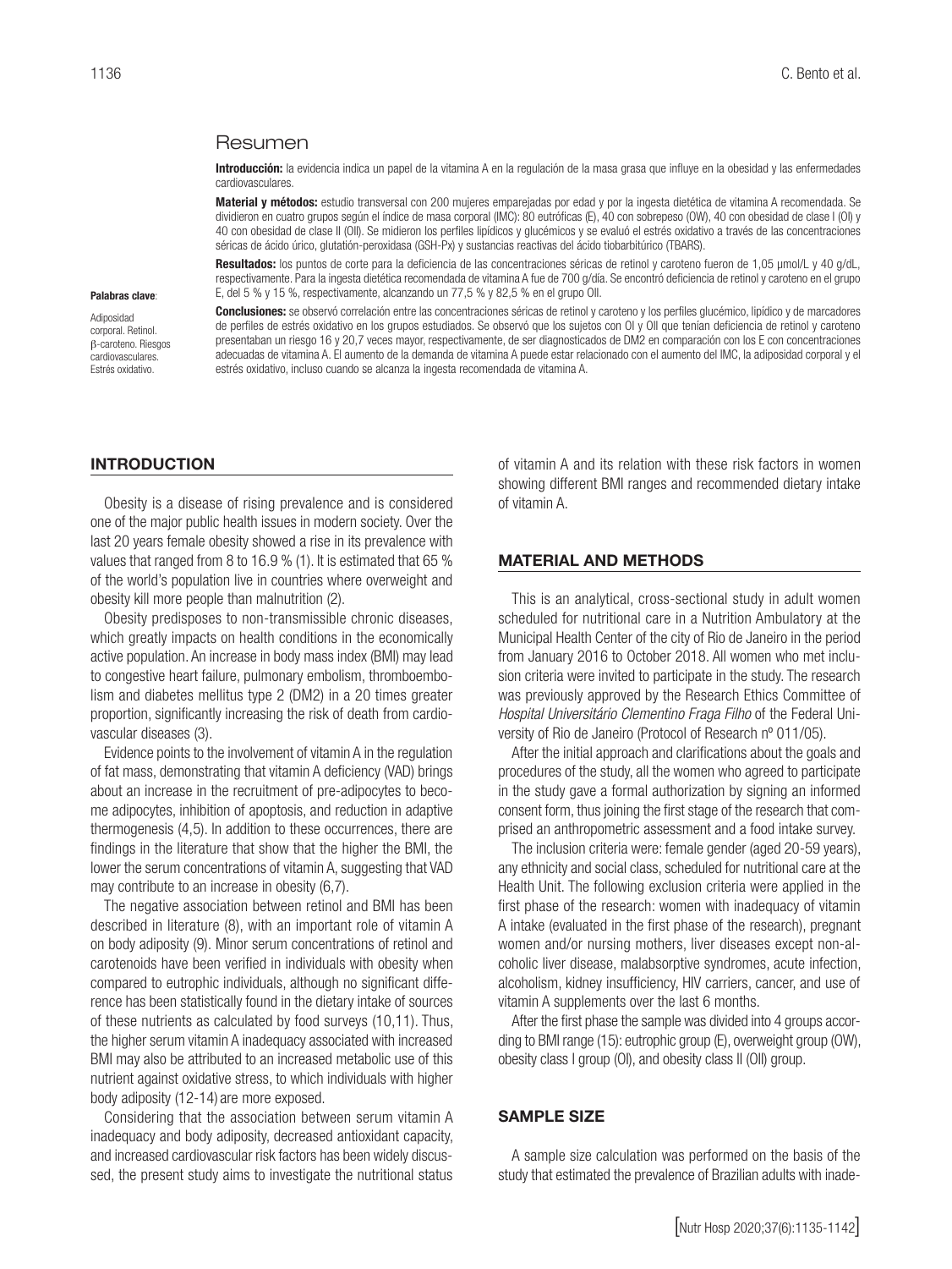## Resumen

**Introducción:** la evidencia indica un papel de la vitamina A en la regulación de la masa grasa que influye en la obesidad y las enfermedades cardiovasculares.

**Material y métodos:** estudio transversal con 200 mujeres emparejadas por edad y por la ingesta dietética de vitamina A recomendada. Se dividieron en cuatro grupos según el índice de masa corporal (IMC): 80 eutróficas (E), 40 con sobrepeso (OW), 40 con obesidad de clase I (OI) y 40 con obesidad de clase II (OII). Se midieron los perfiles lipídicos y glucémicos y se evaluó el estrés oxidativo a través de las concentraciones séricas de ácido úrico, glutatión-peroxidasa (GSH-Px) y sustancias reactivas del ácido tiobarbitúrico (TBARS).

**Resultados:** los puntos de corte para la deficiencia de las concentraciones séricas de retinol y caroteno fueron de 1,05 µmol/L y 40 g/dL, respectivamente. Para la ingesta dietética recomendada de vitamina A fue de 700 g/día. Se encontró deficiencia de retinol y caroteno en el grupo E, del 5 % y 15 %, respectivamente, alcanzando un 77,5 % y 82,5 % en el grupo OII.

**Conclusiones:** se observó correlación entre las concentraciones séricas de retinol y caroteno y los perfiles glucémico, lipídico y de marcadores de perfiles de estrés oxidativo en los grupos estudiados. Se observó que los sujetos con OI y OII que tenían deficiencia de retinol y caroteno presentaban un riesgo 16 y 20,7 veces mayor, respectivamente, de ser diagnosticados de DM2 en comparación con los E con concentraciones adecuadas de vitamina A. El aumento de la demanda de vitamina A puede estar relacionado con el aumento del IMC, la adiposidad corporal y el estrés oxidativo, incluso cuando se alcanza la ingesta recomendada de vitamina A.

**Palabras clave**:

Adiposidad corporal. Retinol. β-caroteno. Riesgos cardiovasculares. Estrés oxidativo.

## INTRODUCTION

Obesity is a disease of rising prevalence and is considered one of the major public health issues in modern society. Over the last 20 years female obesity showed a rise in its prevalence with values that ranged from 8 to 16.9 % (1). It is estimated that 65 % of the world's population live in countries where overweight and obesity kill more people than malnutrition (2).

Obesity predisposes to non-transmissible chronic diseases, which greatly impacts on health conditions in the economically active population. An increase in body mass index (BMI) may lead to congestive heart failure, pulmonary embolism, thromboembolism and diabetes mellitus type 2 (DM2) in a 20 times greater proportion, significantly increasing the risk of death from cardiovascular diseases (3).

Evidence points to the involvement of vitamin A in the regulation of fat mass, demonstrating that vitamin A deficiency (VAD) brings about an increase in the recruitment of pre-adipocytes to become adipocytes, inhibition of apoptosis, and reduction in adaptive thermogenesis (4,5). In addition to these occurrences, there are findings in the literature that show that the higher the BMI, the lower the serum concentrations of vitamin A, suggesting that VAD may contribute to an increase in obesity (6,7).

The negative association between retinol and BMI has been described in literature (8), with an important role of vitamin A on body adiposity (9). Minor serum concentrations of retinol and carotenoids have been verified in individuals with obesity when compared to eutrophic individuals, although no significant difference has been statistically found in the dietary intake of sources of these nutrients as calculated by food surveys (10,11). Thus, the higher serum vitamin A inadequacy associated with increased BMI may also be attributed to an increased metabolic use of this nutrient against oxidative stress, to which individuals with higher body adiposity (12-14) are more exposed.

Considering that the association between serum vitamin A inadequacy and body adiposity, decreased antioxidant capacity, and increased cardiovascular risk factors has been widely discussed, the present study aims to investigate the nutritional status of vitamin A and its relation with these risk factors in women showing different BMI ranges and recommended dietary intake of vitamin A.

## MATERIAL AND METHODS

This is an analytical, cross-sectional study in adult women scheduled for nutritional care in a Nutrition Ambulatory at the Municipal Health Center of the city of Rio de Janeiro in the period from January 2016 to October 2018. All women who met inclusion criteria were invited to participate in the study. The research was previously approved by the Research Ethics Committee of *Hospital Universitário Clementino Fraga Filho* of the Federal University of Rio de Janeiro (Protocol of Research nº 011/05).

After the initial approach and clarifications about the goals and procedures of the study, all the women who agreed to participate in the study gave a formal authorization by signing an informed consent form, thus joining the first stage of the research that comprised an anthropometric assessment and a food intake survey.

The inclusion criteria were: female gender (aged 20-59 years), any ethnicity and social class, scheduled for nutritional care at the Health Unit. The following exclusion criteria were applied in the first phase of the research: women with inadequacy of vitamin A intake (evaluated in the first phase of the research), pregnant women and/or nursing mothers, liver diseases except non-alcoholic liver disease, malabsorptive syndromes, acute infection, alcoholism, kidney insufficiency, HIV carriers, cancer, and use of vitamin A supplements over the last 6 months.

After the first phase the sample was divided into 4 groups according to BMI range (15): eutrophic group (E), overweight group (OW), obesity class I group (OI), and obesity class II (OII) group.

## SAMPLE SIZE

A sample size calculation was performed on the basis of the study that estimated the prevalence of Brazilian adults with inade-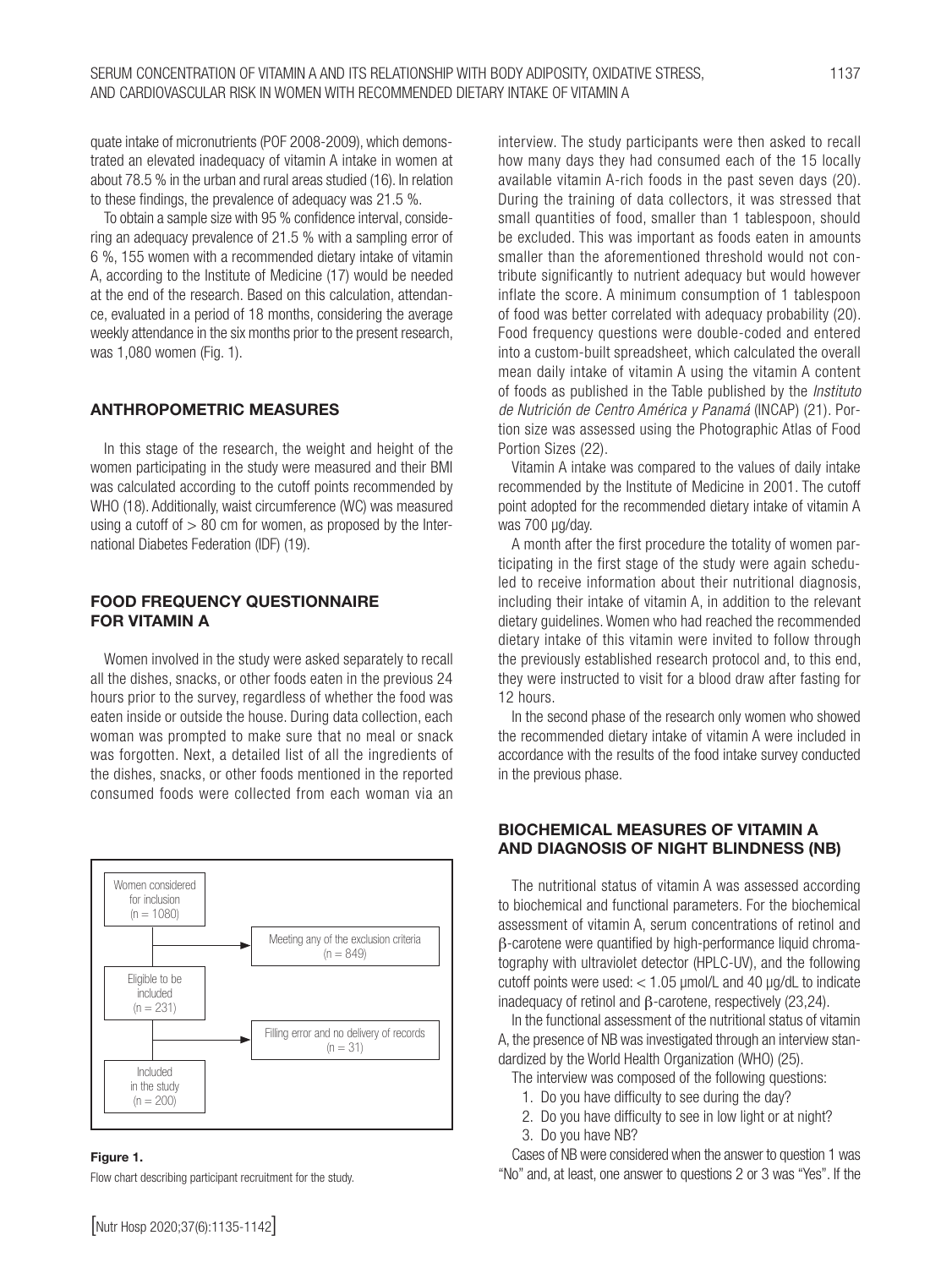quate intake of micronutrients (POF 2008-2009), which demonstrated an elevated inadequacy of vitamin A intake in women at about 78.5 % in the urban and rural areas studied (16). In relation to these findings, the prevalence of adequacy was 21.5 %.

To obtain a sample size with 95 % confidence interval, considering an adequacy prevalence of 21.5 % with a sampling error of 6 %, 155 women with a recommended dietary intake of vitamin A, according to the Institute of Medicine (17) would be needed at the end of the research. Based on this calculation, attendance, evaluated in a period of 18 months, considering the average weekly attendance in the six months prior to the present research, was 1,080 women (Fig. 1).

## ANTHROPOMETRIC MEASURES

In this stage of the research, the weight and height of the women participating in the study were measured and their BMI was calculated according to the cutoff points recommended by WHO (18). Additionally, waist circumference (WC) was measured using a cutoff of > 80 cm for women, as proposed by the International Diabetes Federation (IDF) (19).

## FOOD FREQUENCY QUESTIONNAIRE FOR VITAMIN A

Women involved in the study were asked separately to recall all the dishes, snacks, or other foods eaten in the previous 24 hours prior to the survey, regardless of whether the food was eaten inside or outside the house. During data collection, each woman was prompted to make sure that no meal or snack was forgotten. Next, a detailed list of all the ingredients of the dishes, snacks, or other foods mentioned in the reported consumed foods were collected from each woman via an interview. The study participants were then asked to recall how many days they had consumed each of the 15 locally available vitamin A-rich foods in the past seven days (20). During the training of data collectors, it was stressed that small quantities of food, smaller than 1 tablespoon, should be excluded. This was important as foods eaten in amounts smaller than the aforementioned threshold would not contribute significantly to nutrient adequacy but would however inflate the score. A minimum consumption of 1 tablespoon of food was better correlated with adequacy probability (20). Food frequency questions were double-coded and entered into a custom-built spreadsheet, which calculated the overall mean daily intake of vitamin A using the vitamin A content of foods as published in the Table published by the *Instituto de Nutrición de Centro América y Panamá* (INCAP) (21). Portion size was assessed using the Photographic Atlas of Food Portion Sizes (22).

Vitamin A intake was compared to the values of daily intake recommended by the Institute of Medicine in 2001. The cutoff point adopted for the recommended dietary intake of vitamin A was 700 µg/day.

A month after the first procedure the totality of women participating in the first stage of the study were again scheduled to receive information about their nutritional diagnosis, including their intake of vitamin A, in addition to the relevant dietary guidelines. Women who had reached the recommended dietary intake of this vitamin were invited to follow through the previously established research protocol and, to this end, they were instructed to visit for a blood draw after fasting for 12 hours.

In the second phase of the research only women who showed the recommended dietary intake of vitamin A were included in accordance with the results of the food intake survey conducted in the previous phase.

Women considered for inclusion (n = 1080) → Meeting any of the exclusion criteria (n = 849) → Eligible to be included (n = 231) → Filling error and no delivery of records (n = 31) → Included in the study (n = 200)

**Figure 1.**

Flow chart describing participant recruitment for the study.

## BIOCHEMICAL MEASURES OF VITAMIN A AND DIAGNOSIS OF NIGHT BLINDNESS (NB)

The nutritional status of vitamin A was assessed according to biochemical and functional parameters. For the biochemical assessment of vitamin A, serum concentrations of retinol and β-carotene were quantified by high-performance liquid chromatography with ultraviolet detector (HPLC-UV), and the following cutoff points were used: < 1.05 µmol/L and 40 µg/dL to indicate inadequacy of retinol and β-carotene, respectively (23,24).

In the functional assessment of the nutritional status of vitamin A, the presence of NB was investigated through an interview standardized by the World Health Organization (WHO) (25).

The interview was composed of the following questions:

1. Do you have difficulty to see during the day?
2. Do you have difficulty to see in low light or at night?
3. Do you have NB?

Cases of NB were considered when the answer to question 1 was "No" and, at least, one answer to questions 2 or 3 was "Yes". If the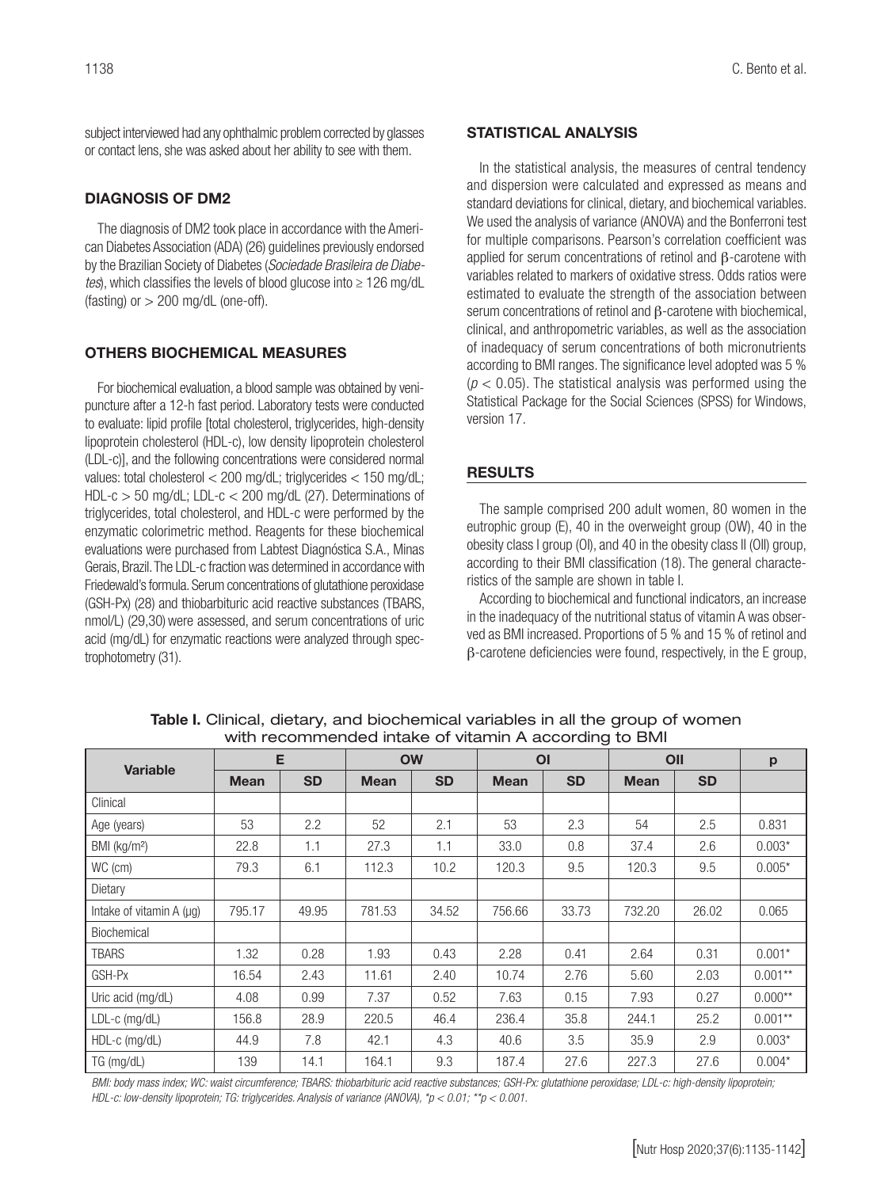subject interviewed had any ophthalmic problem corrected by glasses or contact lens, she was asked about her ability to see with them.

### DIAGNOSIS OF DM2

The diagnosis of DM2 took place in accordance with the American Diabetes Association (ADA) (26) guidelines previously endorsed by the Brazilian Society of Diabetes (*Sociedade Brasileira de Diabetes*), which classifies the levels of blood glucose into ≥ 126 mg/dL (fasting) or > 200 mg/dL (one-off).

### OTHERS BIOCHEMICAL MEASURES

For biochemical evaluation, a blood sample was obtained by venipuncture after a 12-h fast period. Laboratory tests were conducted to evaluate: lipid profile [total cholesterol, triglycerides, high-density lipoprotein cholesterol (HDL-c), low density lipoprotein cholesterol (LDL-c)], and the following concentrations were considered normal values: total cholesterol < 200 mg/dL; triglycerides < 150 mg/dL; HDL-c > 50 mg/dL; LDL-c < 200 mg/dL (27). Determinations of triglycerides, total cholesterol, and HDL-c were performed by the enzymatic colorimetric method. Reagents for these biochemical evaluations were purchased from Labtest Diagnóstica S.A., Minas Gerais, Brazil. The LDL-c fraction was determined in accordance with Friedewald's formula. Serum concentrations of glutathione peroxidase (GSH-Px) (28) and thiobarbituric acid reactive substances (TBARS, nmol/L) (29,30) were assessed, and serum concentrations of uric acid (mg/dL) for enzymatic reactions were analyzed through spectrophotometry (31).

### STATISTICAL ANALYSIS

In the statistical analysis, the measures of central tendency and dispersion were calculated and expressed as means and standard deviations for clinical, dietary, and biochemical variables. We used the analysis of variance (ANOVA) and the Bonferroni test for multiple comparisons. Pearson's correlation coefficient was applied for serum concentrations of retinol and β-carotene with variables related to markers of oxidative stress. Odds ratios were estimated to evaluate the strength of the association between serum concentrations of retinol and β-carotene with biochemical, clinical, and anthropometric variables, as well as the association of inadequacy of serum concentrations of both micronutrients according to BMI ranges. The significance level adopted was 5 % ($p < 0.05$). The statistical analysis was performed using the Statistical Package for the Social Sciences (SPSS) for Windows, version 17.

### RESULTS

The sample comprised 200 adult women, 80 women in the eutrophic group (E), 40 in the overweight group (OW), 40 in the obesity class I group (OI), and 40 in the obesity class II (OII) group, according to their BMI classification (18). The general characteristics of the sample are shown in table I.

According to biochemical and functional indicators, an increase in the inadequacy of the nutritional status of vitamin A was observed as BMI increased. Proportions of 5 % and 15 % of retinol and β-carotene deficiencies were found, respectively, in the E group,

**Table I.** Clinical, dietary, and biochemical variables in all the group of women with recommended intake of vitamin A according to BMI

| Variable | E | | OW | | OI | | OII | | p |
|---|---|---|---|---|---|---|---|---|---|
| | Mean | SD | Mean | SD | Mean | SD | Mean | SD | |
| Clinical | | | | | | | | | |
| Age (years) | 53 | 2.2 | 52 | 2.1 | 53 | 2.3 | 54 | 2.5 | 0.831 |
| BMI (kg/m²) | 22.8 | 1.1 | 27.3 | 1.1 | 33.0 | 0.8 | 37.4 | 2.6 | 0.003* |
| WC (cm) | 79.3 | 6.1 | 112.3 | 10.2 | 120.3 | 9.5 | 120.3 | 9.5 | 0.005* |
| Dietary | | | | | | | | | |
| Intake of vitamin A (µg) | 795.17 | 49.95 | 781.53 | 34.52 | 756.66 | 33.73 | 732.20 | 26.02 | 0.065 |
| Biochemical | | | | | | | | | |
| TBARS | 1.32 | 0.28 | 1.93 | 0.43 | 2.28 | 0.41 | 2.64 | 0.31 | 0.001* |
| GSH-Px | 16.54 | 2.43 | 11.61 | 2.40 | 10.74 | 2.76 | 5.60 | 2.03 | 0.001** |
| Uric acid (mg/dL) | 4.08 | 0.99 | 7.37 | 0.52 | 7.63 | 0.15 | 7.93 | 0.27 | 0.000** |
| LDL-c (mg/dL) | 156.8 | 28.9 | 220.5 | 46.4 | 236.4 | 35.8 | 244.1 | 25.2 | 0.001** |
| HDL-c (mg/dL) | 44.9 | 7.8 | 42.1 | 4.3 | 40.6 | 3.5 | 35.9 | 2.9 | 0.003* |
| TG (mg/dL) | 139 | 14.1 | 164.1 | 9.3 | 187.4 | 27.6 | 227.3 | 27.6 | 0.004* |

*BMI: body mass index; WC: waist circumference; TBARS: thiobarbituric acid reactive substances; GSH-Px: glutathione peroxidase; LDL-c: high-density lipoprotein; HDL-c: low-density lipoprotein; TG: triglycerides. Analysis of variance (ANOVA), \*p < 0.01; \*\*p < 0.001.*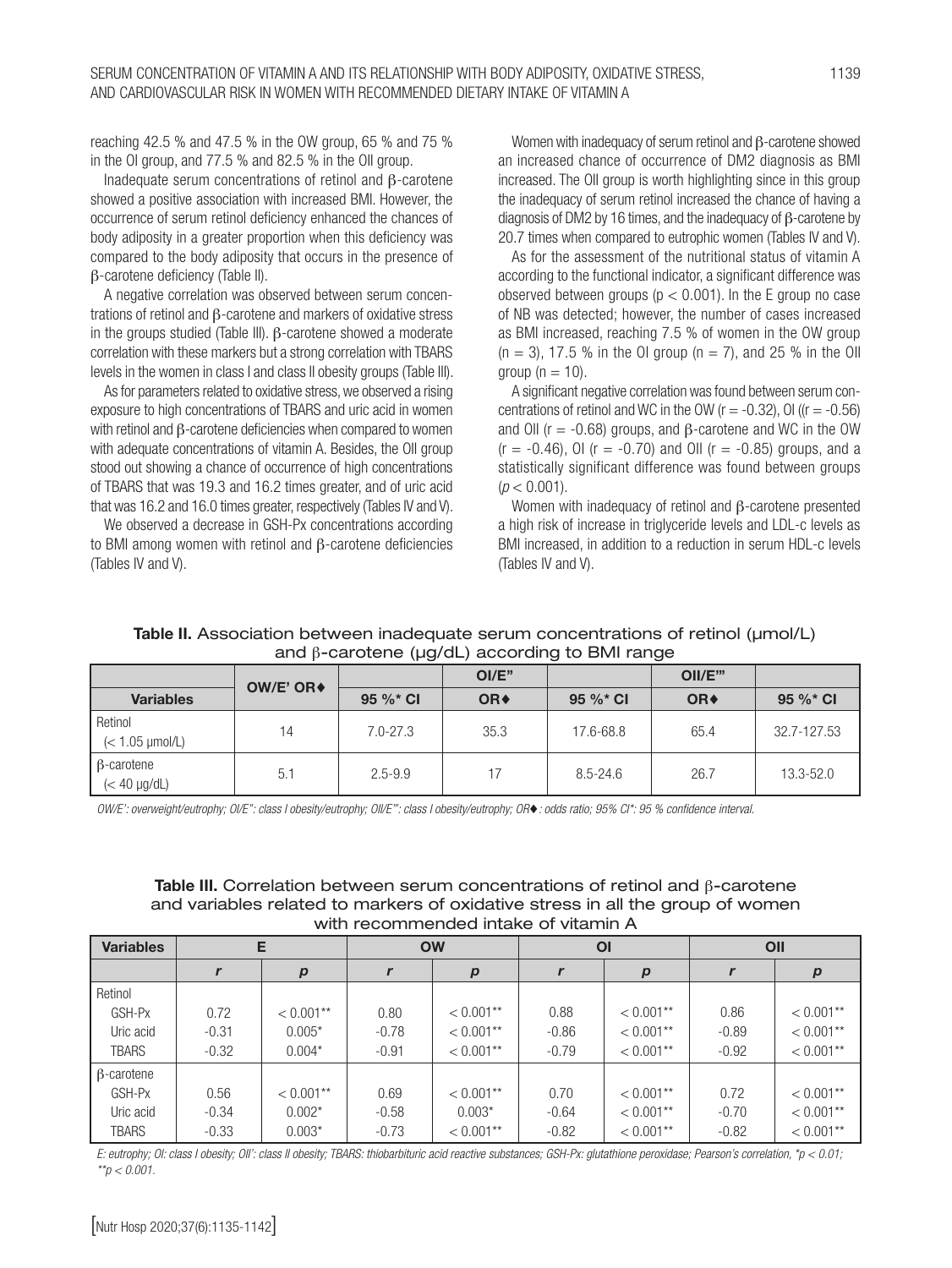reaching 42.5 % and 47.5 % in the OW group, 65 % and 75 % in the OI group, and 77.5 % and 82.5 % in the OII group.

Inadequate serum concentrations of retinol and β-carotene showed a positive association with increased BMI. However, the occurrence of serum retinol deficiency enhanced the chances of body adiposity in a greater proportion when this deficiency was compared to the body adiposity that occurs in the presence of β-carotene deficiency (Table II).

A negative correlation was observed between serum concentrations of retinol and β-carotene and markers of oxidative stress in the groups studied (Table III). β-carotene showed a moderate correlation with these markers but a strong correlation with TBARS levels in the women in class I and class II obesity groups (Table III).

As for parameters related to oxidative stress, we observed a rising exposure to high concentrations of TBARS and uric acid in women with retinol and β-carotene deficiencies when compared to women with adequate concentrations of vitamin A. Besides, the OII group stood out showing a chance of occurrence of high concentrations of TBARS that was 19.3 and 16.2 times greater, and of uric acid that was 16.2 and 16.0 times greater, respectively (Tables IV and V).

We observed a decrease in GSH-Px concentrations according to BMI among women with retinol and β-carotene deficiencies (Tables IV and V).

Women with inadequacy of serum retinol and β-carotene showed an increased chance of occurrence of DM2 diagnosis as BMI increased. The OII group is worth highlighting since in this group the inadequacy of serum retinol increased the chance of having a diagnosis of DM2 by 16 times, and the inadequacy of β-carotene by 20.7 times when compared to eutrophic women (Tables IV and V).

As for the assessment of the nutritional status of vitamin A according to the functional indicator, a significant difference was observed between groups ($p < 0.001$). In the E group no case of NB was detected; however, the number of cases increased as BMI increased, reaching 7.5 % of women in the OW group ($n = 3$), 17.5 % in the OI group ($n = 7$), and 25 % in the OII group ($n = 10$).

A significant negative correlation was found between serum concentrations of retinol and WC in the OW ($r = -0.32$), OI (($r = -0.56$) and OII ($r = -0.68$) groups, and β-carotene and WC in the OW ($r = -0.46$), OI ($r = -0.70$) and OII ($r = -0.85$) groups, and a statistically significant difference was found between groups ($p < 0.001$).

Women with inadequacy of retinol and β-carotene presented a high risk of increase in triglyceride levels and LDL-c levels as BMI increased, in addition to a reduction in serum HDL-c levels (Tables IV and V).

**Table II.** Association between inadequate serum concentrations of retinol (µmol/L) and β-carotene (µg/dL) according to BMI range

| | OW/E' OR♦ | | OI/E" | | OII/E"' | |
|---|---|---|---|---|---|---|
| **Variables** | | **95 %* CI** | **OR♦** | **95 %* CI** | **OR♦** | **95 %* CI** |
| Retinol (< 1.05 µmol/L) | 14 | 7.0-27.3 | 35.3 | 17.6-68.8 | 65.4 | 32.7-127.53 |
| β-carotene (< 40 µg/dL) | 5.1 | 2.5-9.9 | 17 | 8.5-24.6 | 26.7 | 13.3-52.0 |

*OW/E': overweight/eutrophy; OI/E": class I obesity/eutrophy; OII/E"': class I obesity/eutrophy; OR♦: odds ratio; 95% CI*: 95 % confidence interval.*

**Table III.** Correlation between serum concentrations of retinol and β-carotene and variables related to markers of oxidative stress in all the group of women with recommended intake of vitamin A

| Variables | E | | OW | | OI | | OII | |
|---|---|---|---|---|---|---|---|---|
| | *r* | *p* | *r* | *p* | *r* | *p* | *r* | *p* |
| Retinol | | | | | | | | |
| GSH-Px | 0.72 | < 0.001** | 0.80 | < 0.001** | 0.88 | < 0.001** | 0.86 | < 0.001** |
| Uric acid | -0.31 | 0.005* | -0.78 | < 0.001** | -0.86 | < 0.001** | -0.89 | < 0.001** |
| TBARS | -0.32 | 0.004* | -0.91 | < 0.001** | -0.79 | < 0.001** | -0.92 | < 0.001** |
| β-carotene | | | | | | | | |
| GSH-Px | 0.56 | < 0.001** | 0.69 | < 0.001** | 0.70 | < 0.001** | 0.72 | < 0.001** |
| Uric acid | -0.34 | 0.002* | -0.58 | 0.003* | -0.64 | < 0.001** | -0.70 | < 0.001** |
| TBARS | -0.33 | 0.003* | -0.73 | < 0.001** | -0.82 | < 0.001** | -0.82 | < 0.001** |

*E: eutrophy; OI: class I obesity; OII': class II obesity; TBARS: thiobarbituric acid reactive substances; GSH-Px: glutathione peroxidase; Pearson's correlation, *p < 0.01; **p < 0.001.*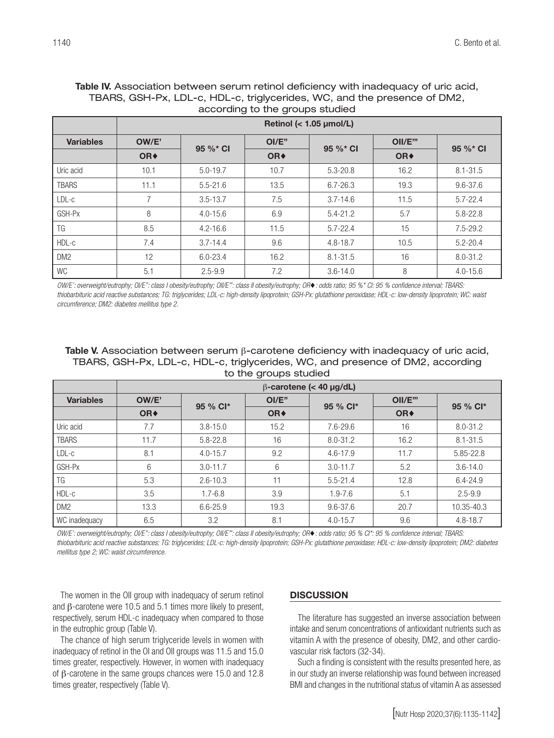**Table IV.** Association between serum retinol deficiency with inadequacy of uric acid, TBARS, GSH-Px, LDL-c, HDL-c, triglycerides, WC, and the presence of DM2, according to the groups studied

| | Retinol (< 1.05 µmol/L) | | | | | |
|---|---|---|---|---|---|---|
| **Variables** | **OW/E'** | **95 %\* CI** | **OI/E"** | **95 %\* CI** | **OII/E'"** | **95 %\* CI** |
| | **OR♦** | | **OR♦** | | **OR♦** | |
| Uric acid | 10.1 | 5.0-19.7 | 10.7 | 5.3-20.8 | 16.2 | 8.1-31.5 |
| TBARS | 11.1 | 5.5-21.6 | 13.5 | 6.7-26.3 | 19.3 | 9.6-37.6 |
| LDL-c | 7 | 3.5-13.7 | 7.5 | 3.7-14.6 | 11.5 | 5.7-22.4 |
| GSH-Px | 8 | 4.0-15.6 | 6.9 | 5.4-21.2 | 5.7 | 5.8-22.8 |
| TG | 8.5 | 4.2-16.6 | 11.5 | 5.7-22.4 | 15 | 7.5-29.2 |
| HDL-c | 7.4 | 3.7-14.4 | 9.6 | 4.8-18.7 | 10.5 | 5.2-20.4 |
| DM2 | 12 | 6.0-23.4 | 16.2 | 8.1-31.5 | 16 | 8.0-31.2 |
| WC | 5.1 | 2.5-9.9 | 7.2 | 3.6-14.0 | 8 | 4.0-15.6 |

*OW/E': overweight/eutrophy; OI/E": class I obesity/eutrophy; OII/E'": class II obesity/eutrophy; OR♦: odds ratio; 95 %\* CI: 95 % confidence interval; TBARS: thiobarbituric acid reactive substances; TG: triglycerides; LDL-c: high-density lipoprotein; GSH-Px: glutathione peroxidase; HDL-c: low-density lipoprotein; WC: waist circumference; DM2: diabetes mellitus type 2.*

**Table V.** Association between serum β-carotene deficiency with inadequacy of uric acid, TBARS, GSH-Px, LDL-c, HDL-c, triglycerides, WC, and presence of DM2, according to the groups studied

| | β-carotene (< 40 µg/dL) | | | | | |
|---|---|---|---|---|---|---|
| **Variables** | **OW/E'** | **95 % CI\*** | **OI/E"** | **95 % CI\*** | **OII/E'"** | **95 % CI\*** |
| | **OR♦** | | **OR♦** | | **OR♦** | |
| Uric acid | 7.7 | 3.8-15.0 | 15.2 | 7.6-29.6 | 16 | 8.0-31.2 |
| TBARS | 11.7 | 5.8-22.8 | 16 | 8.0-31.2 | 16.2 | 8.1-31.5 |
| LDL-c | 8.1 | 4.0-15.7 | 9.2 | 4.6-17.9 | 11.7 | 5.85-22.8 |
| GSH-Px | 6 | 3.0-11.7 | 6 | 3.0-11.7 | 5.2 | 3.6-14.0 |
| TG | 5.3 | 2.6-10.3 | 11 | 5.5-21.4 | 12.8 | 6.4-24.9 |
| HDL-c | 3.5 | 1.7-6.8 | 3.9 | 1.9-7.6 | 5.1 | 2.5-9.9 |
| DM2 | 13.3 | 6.6-25.9 | 19.3 | 9.6-37.6 | 20.7 | 10.35-40.3 |
| WC inadequacy | 6.5 | 3.2 | 8.1 | 4.0-15.7 | 9.6 | 4.8-18.7 |

*OW/E': overweight/eutrophy; OI/E": class I obesity/eutrophy; OII/E'": class II obesity/eutrophy; OR♦: odds ratio; 95 % CI\*: 95 % confidence interval; TBARS: thiobarbituric acid reactive substances; TG: triglycerides; LDL-c: high-density lipoprotein; GSH-Px: glutathione peroxidase; HDL-c: low-density lipoprotein; DM2: diabetes mellitus type 2; WC: waist circumference.*

The women in the OII group with inadequacy of serum retinol and β-carotene were 10.5 and 5.1 times more likely to present, respectively, serum HDL-c inadequacy when compared to those in the eutrophic group (Table V).

The chance of high serum triglyceride levels in women with inadequacy of retinol in the OI and OII groups was 11.5 and 15.0 times greater, respectively. However, in women with inadequacy of β-carotene in the same groups chances were 15.0 and 12.8 times greater, respectively (Table V).

## DISCUSSION

The literature has suggested an inverse association between intake and serum concentrations of antioxidant nutrients such as vitamin A with the presence of obesity, DM2, and other cardiovascular risk factors (32-34).

Such a finding is consistent with the results presented here, as in our study an inverse relationship was found between increased BMI and changes in the nutritional status of vitamin A as assessed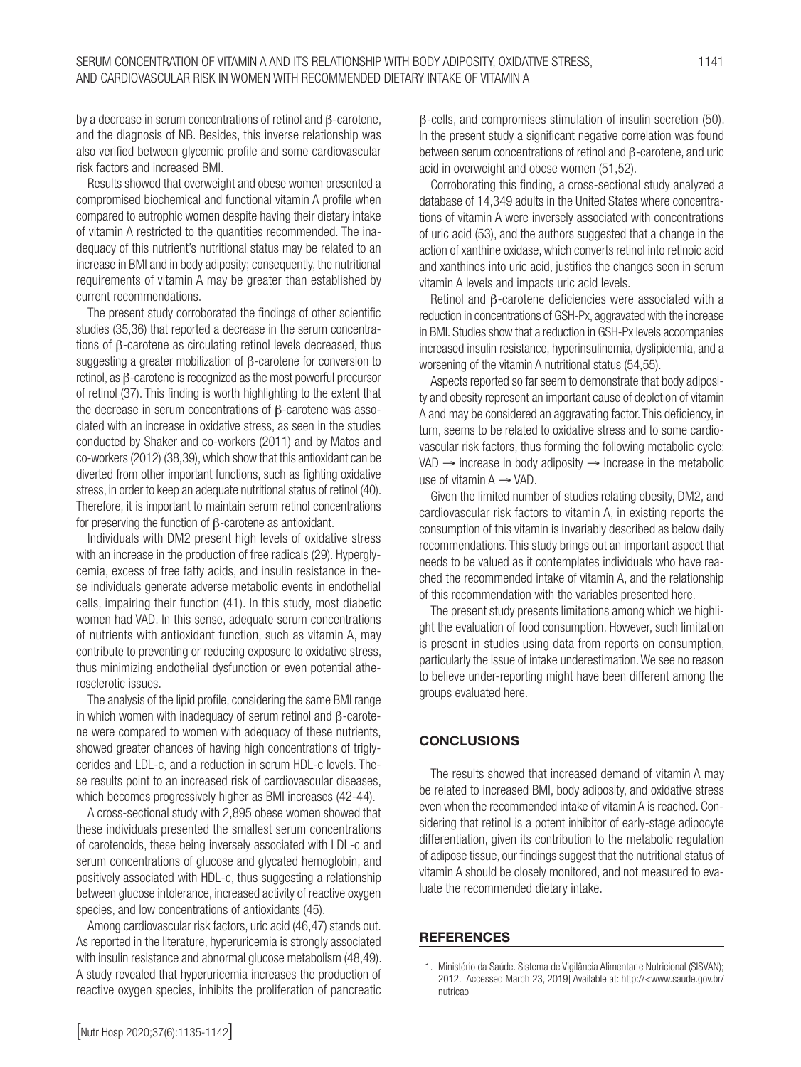by a decrease in serum concentrations of retinol and β-carotene, and the diagnosis of NB. Besides, this inverse relationship was also verified between glycemic profile and some cardiovascular risk factors and increased BMI.

Results showed that overweight and obese women presented a compromised biochemical and functional vitamin A profile when compared to eutrophic women despite having their dietary intake of vitamin A restricted to the quantities recommended. The inadequacy of this nutrient's nutritional status may be related to an increase in BMI and in body adiposity; consequently, the nutritional requirements of vitamin A may be greater than established by current recommendations.

The present study corroborated the findings of other scientific studies (35,36) that reported a decrease in the serum concentrations of β-carotene as circulating retinol levels decreased, thus suggesting a greater mobilization of β-carotene for conversion to retinol, as β-carotene is recognized as the most powerful precursor of retinol (37). This finding is worth highlighting to the extent that the decrease in serum concentrations of β-carotene was associated with an increase in oxidative stress, as seen in the studies conducted by Shaker and co-workers (2011) and by Matos and co-workers (2012) (38,39), which show that this antioxidant can be diverted from other important functions, such as fighting oxidative stress, in order to keep an adequate nutritional status of retinol (40). Therefore, it is important to maintain serum retinol concentrations for preserving the function of β-carotene as antioxidant.

Individuals with DM2 present high levels of oxidative stress with an increase in the production of free radicals (29). Hyperglycemia, excess of free fatty acids, and insulin resistance in these individuals generate adverse metabolic events in endothelial cells, impairing their function (41). In this study, most diabetic women had VAD. In this sense, adequate serum concentrations of nutrients with antioxidant function, such as vitamin A, may contribute to preventing or reducing exposure to oxidative stress, thus minimizing endothelial dysfunction or even potential atherosclerotic issues.

The analysis of the lipid profile, considering the same BMI range in which women with inadequacy of serum retinol and β-carotene were compared to women with adequacy of these nutrients, showed greater chances of having high concentrations of triglycerides and LDL-c, and a reduction in serum HDL-c levels. These results point to an increased risk of cardiovascular diseases, which becomes progressively higher as BMI increases (42-44).

A cross-sectional study with 2,895 obese women showed that these individuals presented the smallest serum concentrations of carotenoids, these being inversely associated with LDL-c and serum concentrations of glucose and glycated hemoglobin, and positively associated with HDL-c, thus suggesting a relationship between glucose intolerance, increased activity of reactive oxygen species, and low concentrations of antioxidants (45).

Among cardiovascular risk factors, uric acid (46,47) stands out. As reported in the literature, hyperuricemia is strongly associated with insulin resistance and abnormal glucose metabolism (48,49). A study revealed that hyperuricemia increases the production of reactive oxygen species, inhibits the proliferation of pancreatic β-cells, and compromises stimulation of insulin secretion (50). In the present study a significant negative correlation was found between serum concentrations of retinol and β-carotene, and uric acid in overweight and obese women (51,52).

Corroborating this finding, a cross-sectional study analyzed a database of 14,349 adults in the United States where concentrations of vitamin A were inversely associated with concentrations of uric acid (53), and the authors suggested that a change in the action of xanthine oxidase, which converts retinol into retinoic acid and xanthines into uric acid, justifies the changes seen in serum vitamin A levels and impacts uric acid levels.

Retinol and β-carotene deficiencies were associated with a reduction in concentrations of GSH-Px, aggravated with the increase in BMI. Studies show that a reduction in GSH-Px levels accompanies increased insulin resistance, hyperinsulinemia, dyslipidemia, and a worsening of the vitamin A nutritional status (54,55).

Aspects reported so far seem to demonstrate that body adiposity and obesity represent an important cause of depletion of vitamin A and may be considered an aggravating factor. This deficiency, in turn, seems to be related to oxidative stress and to some cardiovascular risk factors, thus forming the following metabolic cycle: VAD $\rightarrow$ increase in body adiposity $\rightarrow$ increase in the metabolic use of vitamin A $\rightarrow$ VAD.

Given the limited number of studies relating obesity, DM2, and cardiovascular risk factors to vitamin A, in existing reports the consumption of this vitamin is invariably described as below daily recommendations. This study brings out an important aspect that needs to be valued as it contemplates individuals who have reached the recommended intake of vitamin A, and the relationship of this recommendation with the variables presented here.

The present study presents limitations among which we highlight the evaluation of food consumption. However, such limitation is present in studies using data from reports on consumption, particularly the issue of intake underestimation. We see no reason to believe under-reporting might have been different among the groups evaluated here.

## CONCLUSIONS

The results showed that increased demand of vitamin A may be related to increased BMI, body adiposity, and oxidative stress even when the recommended intake of vitamin A is reached. Considering that retinol is a potent inhibitor of early-stage adipocyte differentiation, given its contribution to the metabolic regulation of adipose tissue, our findings suggest that the nutritional status of vitamin A should be closely monitored, and not measured to evaluate the recommended dietary intake.

## REFERENCES

1. Ministério da Saúde. Sistema de Vigilância Alimentar e Nutricional (SISVAN); 2012. [Accessed March 23, 2019] Available at: http://<www.saude.gov.br/nutricao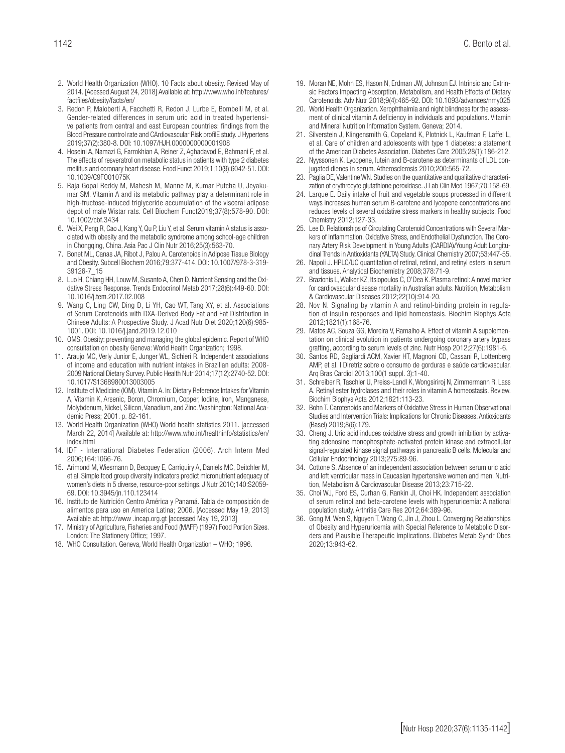2. World Health Organization (WHO). 10 Facts about obesity. Revised May of 2014. [Acessed August 24, 2018] Available at: http://www.who.int/features/factfiles/obesity/facts/en/
3. Redon P, Maloberti A, Facchetti R, Redon J, Lurbe E, Bombelli M, et al. Gender-related differences in serum uric acid in treated hypertensive patients from central and east European countries: findings from the Blood Pressure control rate and CArdiovascular Risk profilE study. J Hypertens 2019;37(2):380-8. DOI: 10.1097/HJH.0000000000001908
4. Hoseini A, Namazi G, Farrokhian A, Reiner Z, Aghadavod E, Bahmani F, et al. The effects of resveratrol on metabolic status in patients with type 2 diabetes mellitus and coronary heart disease. Food Funct 2019;1;10(9):6042-51. DOI: 10.1039/C9FO01075K
5. Raja Gopal Reddy M, Mahesh M, Manne M, Kumar Putcha U, Jeyakumar SM. Vitamin A and its metabolic pathway play a determinant role in high-fructose-induced triglyceride accumulation of the visceral adipose depot of male Wistar rats. Cell Biochem Funct2019;37(8):578-90. DOI: 10.1002/cbf.3434
6. Wei X, Peng R, Cao J, Kang Y, Qu P, Liu Y, et al. Serum vitamin A status is associated with obesity and the metabolic syndrome among school-age children in Chongqing, China. Asia Pac J Clin Nutr 2016;25(3):563-70.
7. Bonet ML, Canas JA, Ribot J, Palou A. Carotenoids in Adipose Tissue Biology and Obesity. Subcell Biochem 2016;79:377-414. DOI: 10.1007/978-3-319-39126-7_15
8. Luo H, Chiang HH, Louw M, Susanto A, Chen D. Nutrient Sensing and the Oxidative Stress Response. Trends Endocrinol Metab 2017;28(6):449-60. DOI: 10.1016/j.tem.2017.02.008
9. Wang C, Ling CW, Ding D, Li YH, Cao WT, Tang XY, et al. Associations of Serum Carotenoids with DXA-Derived Body Fat and Fat Distribution in Chinese Adults: A Prospective Study. J Acad Nutr Diet 2020;120(6):985-1001. DOI: 10.1016/j.jand.2019.12.010
10. OMS. Obesity: preventing and managing the global epidemic. Report of WHO consultation on obesity Geneva: World Health Organization; 1998.
11. Araujo MC, Verly Junior E, Junger WL, Sichieri R. Independent associations of income and education with nutrient intakes in Brazilian adults: 2008-2009 National Dietary Survey. Public Health Nutr 2014;17(12):2740-52. DOI: 10.1017/S1368980013003005
12. Institute of Medicine (IOM). Vitamin A. In: Dietary Reference Intakes for Vitamin A, Vitamin K, Arsenic, Boron, Chromium, Copper, Iodine, Iron, Manganese, Molybdenum, Nickel, Silicon, Vanadium, and Zinc. Washington: National Academic Press; 2001. p. 82-161.
13. World Health Organization (WHO) World health statistics 2011. [accessed March 22, 2014] Available at: http://www.who.int/healthinfo/statistics/en/index.html
14. IDF - International Diabetes Federation (2006). Arch Intern Med 2006;164:1066-76.
15. Arimond M, Wiesmann D, Becquey E, Carriquiry A, Daniels MC, Deitchler M, et al. Simple food group diversity indicators predict micronutrient adequacy of women's diets in 5 diverse, resource-poor settings. J Nutr 2010;140:S2059-69. DOI: 10.3945/jn.110.123414
16. Instituto de Nutrición Centro América y Panamá. Tabla de composición de alimentos para uso en America Latina; 2006. [Accessed May 19, 2013] Available at: http://www .incap.org.gt [accessed May 19, 2013]
17. Ministry of Agriculture, Fisheries and Food (MAFF) (1997) Food Portion Sizes. London: The Stationery Office; 1997.
18. WHO Consultation. Geneva, World Health Organization – WHO; 1996.
19. Moran NE, Mohn ES, Hason N, Erdman JW, Johnson EJ. Intrinsic and Extrinsic Factors Impacting Absorption, Metabolism, and Health Effects of Dietary Carotenoids. Adv Nutr 2018;9(4):465-92. DOI: 10.1093/advances/nmy025
20. World Health Organization. Xerophthalmia and night blindness for the assessment of clinical vitamin A deficiency in individuals and populations. Vitamin and Mineral Nutrition Information System. Geneva; 2014.
21. Silverstein J, Klingensmith G, Copeland K, Plotnick L, Kaufman F, Laffel L, et al. Care of children and adolescents with type 1 diabetes: a statement of the American Diabetes Association. Diabetes Care 2005;28(1):186-212.
22. Nyyssonen K. Lycopene, lutein and B-carotene as determinants of LDL conjugated dienes in serum. Atherosclerosis 2010;200:565-72.
23. Paglia DE, Valentine WN. Studies on the quantitative and qualitative characterization of erythrocyte glutathione peroxidase. J Lab Clin Med 1967;70:158-69.
24. Larque E. Daily intake of fruit and vegetable soups processed in different ways increases human serum B-carotene and lycopene concentrations and reduces levels of several oxidative stress markers in healthy subjects. Food Chemistry 2012;127-33.
25. Lee D. Relationships of Circulating Carotenoid Concentrations with Several Markers of Inflammation, Oxidative Stress, and Endothelial Dysfunction. The Coronary Artery Risk Development in Young Adults (CARDIA)/Young Adult Longitudinal Trends in Antioxidants (YALTA) Study. Clinical Chemistry 2007;53:447-55.
26. Napoli J. HPLC/UC quantitation of retinal, retinol, and retinyl esters in serum and tissues. Analytical Biochemistry 2008;378:71-9.
27. Brazionis L, Walker KZ, Itsiopoulos C, O'Dea K. Plasma retinol: A novel marker for cardiovascular disease mortality in Australian adults. Nutrition, Metabolism & Cardiovascular Diseases 2012;22(10):914-20.
28. Nov N. Signaling by vitamin A and retinol-binding protein in regulation of insulin responses and lipid homeostasis. Biochim Biophys Acta 2012;1821(1):168-76.
29. Matos AC, Souza GG, Moreira V, Ramalho A. Effect of vitamin A supplementation on clinical evolution in patients undergoing coronary artery bypass grafting, according to serum levels of zinc. Nutr Hosp 2012;27(6):1981-6.
30. Santos RD, Gagliardi ACM, Xavier HT, Magnoni CD, Cassani R, Lottenberg AMP, et al. I Diretriz sobre o consumo de gorduras e saúde cardiovascular. Arq Bras Cardiol 2013;100(1 suppl. 3):1-40.
31. Schreiber R, Taschler U, Preiss-Landl K, Wongsiriroj N, Zimmermann R, Lass A. Retinyl ester hydrolases and their roles in vitamin A homeostasis. Review. Biochim Biophys Acta 2012;1821:113-23.
32. Bohn T. Carotenoids and Markers of Oxidative Stress in Human Observational Studies and Intervention Trials: Implications for Chronic Diseases. Antioxidants (Basel) 2019;8(6):179.
33. Cheng J. Uric acid induces oxidative stress and growth inhibition by activating adenosine monophosphate-activated protein kinase and extracellular signal-regulated kinase signal pathways in pancreatic B cells. Molecular and Cellular Endocrinology 2013;275:89-96.
34. Cottone S. Absence of an independent association between serum uric acid and left ventricular mass in Caucasian hypertensive women and men. Nutrition, Metabolism & Cardiovascular Disease 2013;23:715-22.
35. Choi WJ, Ford ES, Curhan G, Rankin JI, Choi HK. Independent association of serum retinol and beta-carotene levels with hyperuricemia: A national population study. Arthritis Care Res 2012;64:389-96.
36. Gong M, Wen S, Nguyen T, Wang C, Jin J, Zhou L. Converging Relationships of Obesity and Hyperuricemia with Special Reference to Metabolic Disorders and Plausible Therapeutic Implications. Diabetes Metab Syndr Obes 2020;13:943-62.